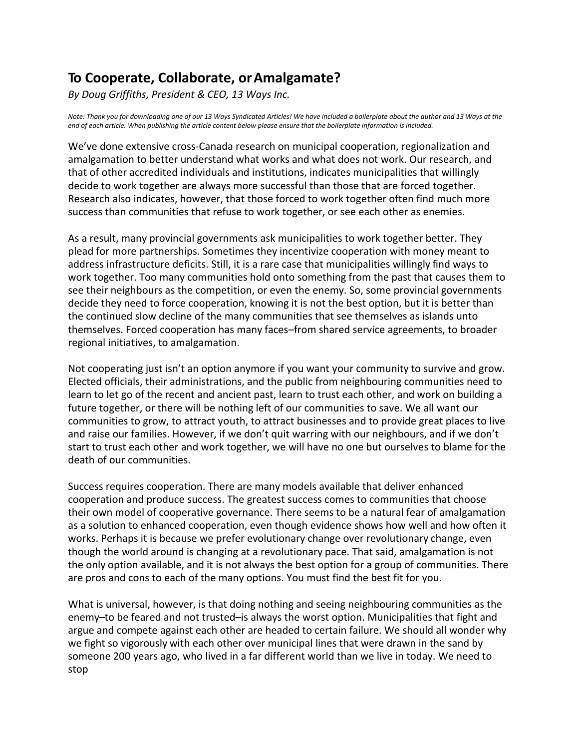# To Cooperate, Collaborate, or Amalgamate?

*By Doug Griffiths, President & CEO, 13 Ways Inc.*

*Note: Thank you for downloading one of our 13 Ways Syndicated Articles! We have included a boilerplate about the author and 13 Ways at the end of each article. When publishing the article content below please ensure that the boilerplate information is included.*

We've done extensive cross-Canada research on municipal cooperation, regionalization and amalgamation to better understand what works and what does not work. Our research, and that of other accredited individuals and institutions, indicates municipalities that willingly decide to work together are always more successful than those that are forced together. Research also indicates, however, that those forced to work together often find much more success than communities that refuse to work together, or see each other as enemies.

As a result, many provincial governments ask municipalities to work together better. They plead for more partnerships. Sometimes they incentivize cooperation with money meant to address infrastructure deficits. Still, it is a rare case that municipalities willingly find ways to work together. Too many communities hold onto something from the past that causes them to see their neighbours as the competition, or even the enemy. So, some provincial governments decide they need to force cooperation, knowing it is not the best option, but it is better than the continued slow decline of the many communities that see themselves as islands unto themselves. Forced cooperation has many faces–from shared service agreements, to broader regional initiatives, to amalgamation.

Not cooperating just isn't an option anymore if you want your community to survive and grow. Elected officials, their administrations, and the public from neighbouring communities need to learn to let go of the recent and ancient past, learn to trust each other, and work on building a future together, or there will be nothing left of our communities to save. We all want our communities to grow, to attract youth, to attract businesses and to provide great places to live and raise our families. However, if we don't quit warring with our neighbours, and if we don't start to trust each other and work together, we will have no one but ourselves to blame for the death of our communities.

Success requires cooperation. There are many models available that deliver enhanced cooperation and produce success. The greatest success comes to communities that choose their own model of cooperative governance. There seems to be a natural fear of amalgamation as a solution to enhanced cooperation, even though evidence shows how well and how often it works. Perhaps it is because we prefer evolutionary change over revolutionary change, even though the world around is changing at a revolutionary pace. That said, amalgamation is not the only option available, and it is not always the best option for a group of communities. There are pros and cons to each of the many options. You must find the best fit for you.

What is universal, however, is that doing nothing and seeing neighbouring communities as the enemy–to be feared and not trusted–is always the worst option. Municipalities that fight and argue and compete against each other are headed to certain failure. We should all wonder why we fight so vigorously with each other over municipal lines that were drawn in the sand by someone 200 years ago, who lived in a far different world than we live in today. We need to stop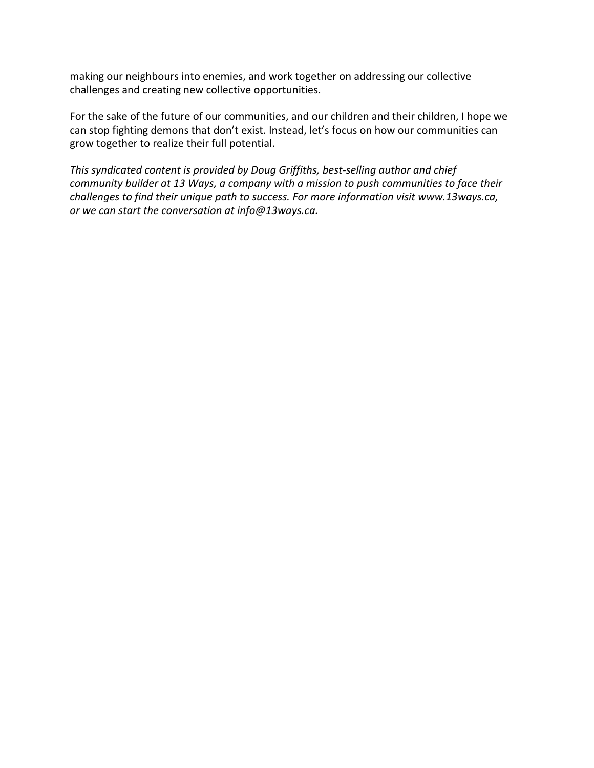making our neighbours into enemies, and work together on addressing our collective challenges and creating new collective opportunities.

For the sake of the future of our communities, and our children and their children, I hope we can stop fighting demons that don't exist. Instead, let's focus on how our communities can grow together to realize their full potential.

*This syndicated content is provided by Doug Griffiths, best-selling author and chief community builder at 13 Ways, a company with a mission to push communities to face their challenges to find their unique path to success. For more information visit www.13ways.ca, or we can start the conversation at info@13ways.ca.*